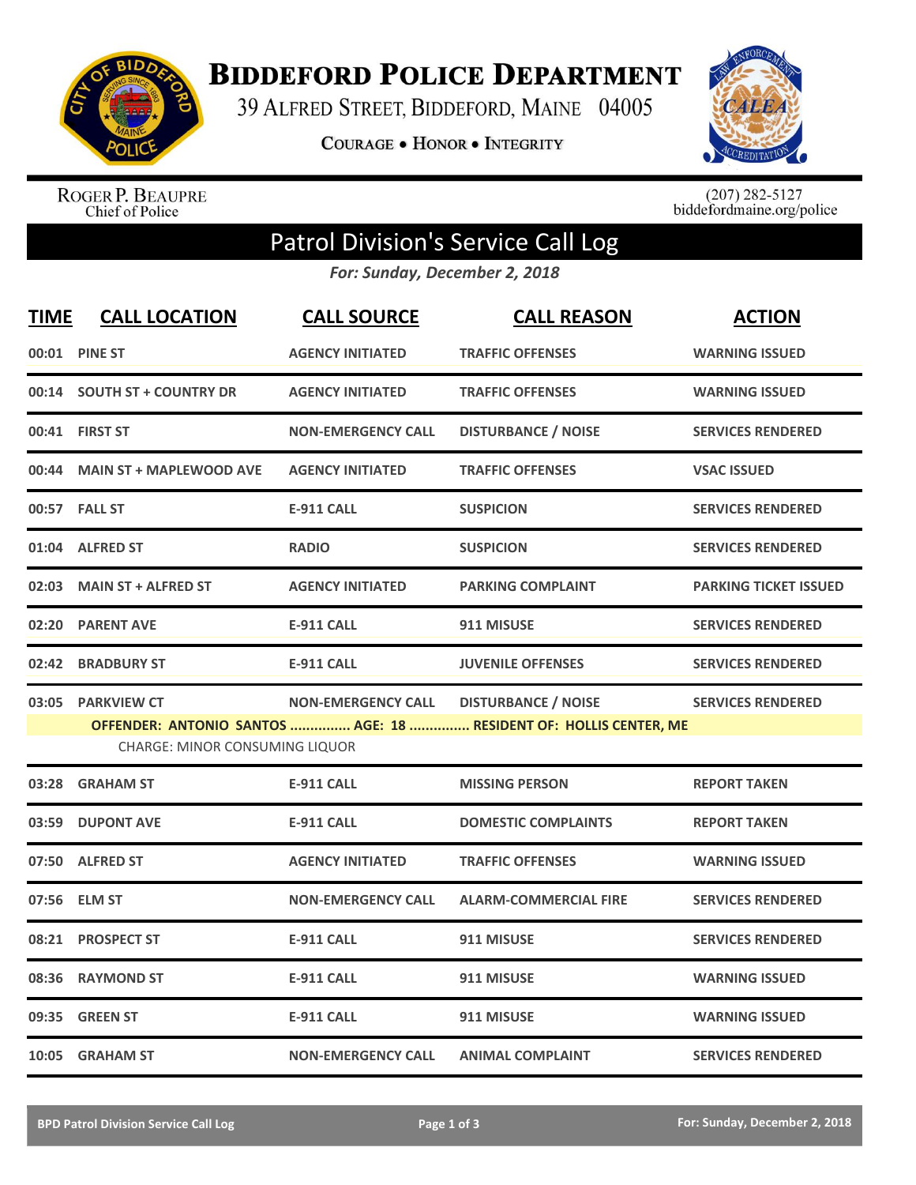# Biddeford Police Department

39 Alfred Street, Biddeford, Maine 04005

Courage • Honor • Integrity

Roger P. Beaupre
Chief of Police

(207) 282-5127
biddefordmaine.org/police

## Patrol Division's Service Call Log

*For: Sunday, December 2, 2018*

| TIME | CALL LOCATION | CALL SOURCE | CALL REASON | ACTION |
|---|---|---|---|---|
| 00:01 | PINE ST | AGENCY INITIATED | TRAFFIC OFFENSES | WARNING ISSUED |
| 00:14 | SOUTH ST + COUNTRY DR | AGENCY INITIATED | TRAFFIC OFFENSES | WARNING ISSUED |
| 00:41 | FIRST ST | NON-EMERGENCY CALL | DISTURBANCE / NOISE | SERVICES RENDERED |
| 00:44 | MAIN ST + MAPLEWOOD AVE | AGENCY INITIATED | TRAFFIC OFFENSES | VSAC ISSUED |
| 00:57 | FALL ST | E-911 CALL | SUSPICION | SERVICES RENDERED |
| 01:04 | ALFRED ST | RADIO | SUSPICION | SERVICES RENDERED |
| 02:03 | MAIN ST + ALFRED ST | AGENCY INITIATED | PARKING COMPLAINT | PARKING TICKET ISSUED |
| 02:20 | PARENT AVE | E-911 CALL | 911 MISUSE | SERVICES RENDERED |
| 02:42 | BRADBURY ST | E-911 CALL | JUVENILE OFFENSES | SERVICES RENDERED |
| 03:05 | PARKVIEW CT | NON-EMERGENCY CALL | DISTURBANCE / NOISE | SERVICES RENDERED |
| | OFFENDER: ANTONIO SANTOS ............... AGE: 18 ............... RESIDENT OF: HOLLIS CENTER, ME<br>CHARGE: MINOR CONSUMING LIQUOR | | | |
| 03:28 | GRAHAM ST | E-911 CALL | MISSING PERSON | REPORT TAKEN |
| 03:59 | DUPONT AVE | E-911 CALL | DOMESTIC COMPLAINTS | REPORT TAKEN |
| 07:50 | ALFRED ST | AGENCY INITIATED | TRAFFIC OFFENSES | WARNING ISSUED |
| 07:56 | ELM ST | NON-EMERGENCY CALL | ALARM-COMMERCIAL FIRE | SERVICES RENDERED |
| 08:21 | PROSPECT ST | E-911 CALL | 911 MISUSE | SERVICES RENDERED |
| 08:36 | RAYMOND ST | E-911 CALL | 911 MISUSE | WARNING ISSUED |
| 09:35 | GREEN ST | E-911 CALL | 911 MISUSE | WARNING ISSUED |
| 10:05 | GRAHAM ST | NON-EMERGENCY CALL | ANIMAL COMPLAINT | SERVICES RENDERED |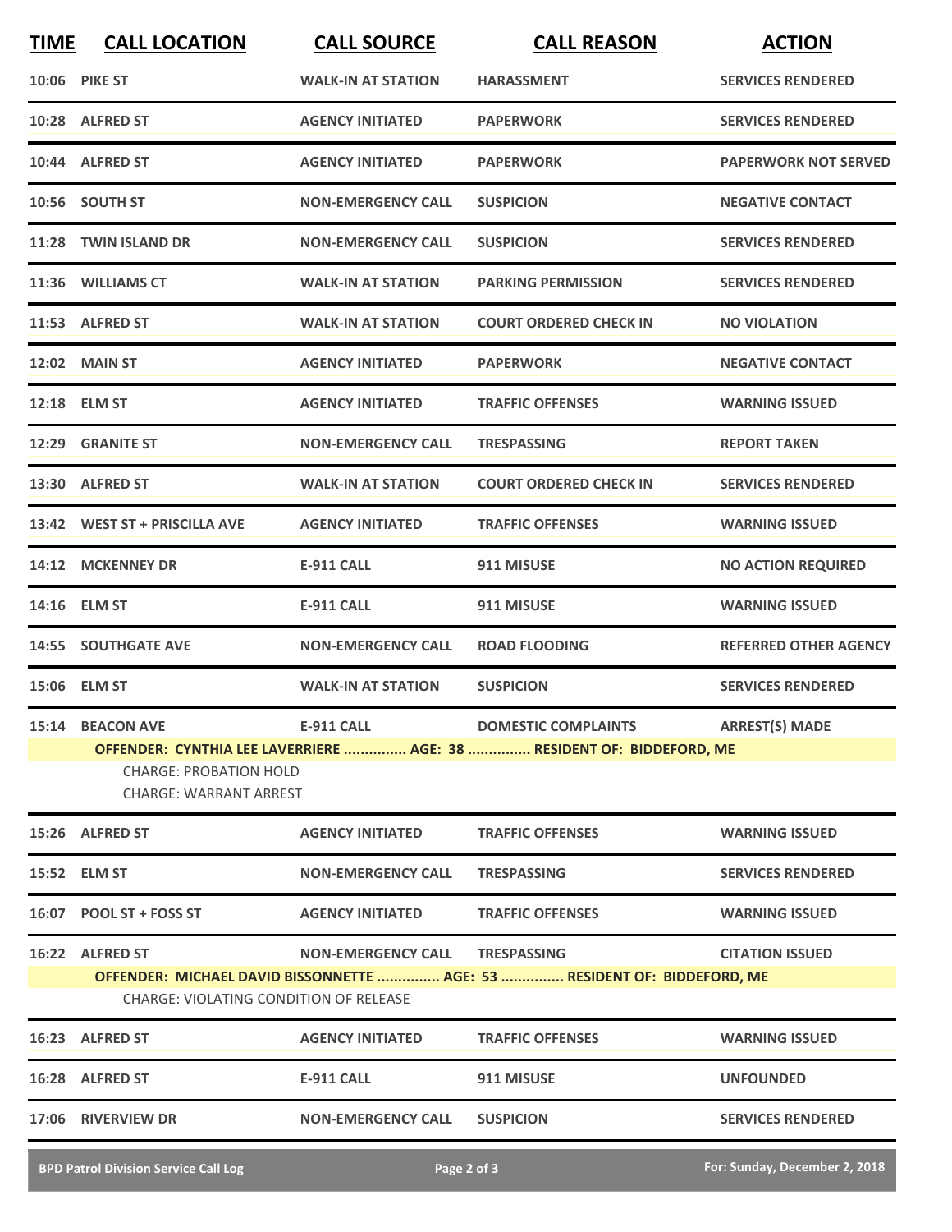| TIME | CALL LOCATION | CALL SOURCE | CALL REASON | ACTION |
|---|---|---|---|---|
| 10:06 | PIKE ST | WALK-IN AT STATION | HARASSMENT | SERVICES RENDERED |
| 10:28 | ALFRED ST | AGENCY INITIATED | PAPERWORK | SERVICES RENDERED |
| 10:44 | ALFRED ST | AGENCY INITIATED | PAPERWORK | PAPERWORK NOT SERVED |
| 10:56 | SOUTH ST | NON-EMERGENCY CALL | SUSPICION | NEGATIVE CONTACT |
| 11:28 | TWIN ISLAND DR | NON-EMERGENCY CALL | SUSPICION | SERVICES RENDERED |
| 11:36 | WILLIAMS CT | WALK-IN AT STATION | PARKING PERMISSION | SERVICES RENDERED |
| 11:53 | ALFRED ST | WALK-IN AT STATION | COURT ORDERED CHECK IN | NO VIOLATION |
| 12:02 | MAIN ST | AGENCY INITIATED | PAPERWORK | NEGATIVE CONTACT |
| 12:18 | ELM ST | AGENCY INITIATED | TRAFFIC OFFENSES | WARNING ISSUED |
| 12:29 | GRANITE ST | NON-EMERGENCY CALL | TRESPASSING | REPORT TAKEN |
| 13:30 | ALFRED ST | WALK-IN AT STATION | COURT ORDERED CHECK IN | SERVICES RENDERED |
| 13:42 | WEST ST + PRISCILLA AVE | AGENCY INITIATED | TRAFFIC OFFENSES | WARNING ISSUED |
| 14:12 | MCKENNEY DR | E-911 CALL | 911 MISUSE | NO ACTION REQUIRED |
| 14:16 | ELM ST | E-911 CALL | 911 MISUSE | WARNING ISSUED |
| 14:55 | SOUTHGATE AVE | NON-EMERGENCY CALL | ROAD FLOODING | REFERRED OTHER AGENCY |
| 15:06 | ELM ST | WALK-IN AT STATION | SUSPICION | SERVICES RENDERED |
| 15:14 | BEACON AVE | E-911 CALL | DOMESTIC COMPLAINTS | ARREST(S) MADE |
| | OFFENDER: CYNTHIA LEE LAVERRIERE ............... AGE: 38 ............... RESIDENT OF: BIDDEFORD, ME<br>CHARGE: PROBATION HOLD<br>CHARGE: WARRANT ARREST | | | |
| 15:26 | ALFRED ST | AGENCY INITIATED | TRAFFIC OFFENSES | WARNING ISSUED |
| 15:52 | ELM ST | NON-EMERGENCY CALL | TRESPASSING | SERVICES RENDERED |
| 16:07 | POOL ST + FOSS ST | AGENCY INITIATED | TRAFFIC OFFENSES | WARNING ISSUED |
| 16:22 | ALFRED ST | NON-EMERGENCY CALL | TRESPASSING | CITATION ISSUED |
| | OFFENDER: MICHAEL DAVID BISSONNETTE ............... AGE: 53 ............... RESIDENT OF: BIDDEFORD, ME<br>CHARGE: VIOLATING CONDITION OF RELEASE | | | |
| 16:23 | ALFRED ST | AGENCY INITIATED | TRAFFIC OFFENSES | WARNING ISSUED |
| 16:28 | ALFRED ST | E-911 CALL | 911 MISUSE | UNFOUNDED |
| 17:06 | RIVERVIEW DR | NON-EMERGENCY CALL | SUSPICION | SERVICES RENDERED |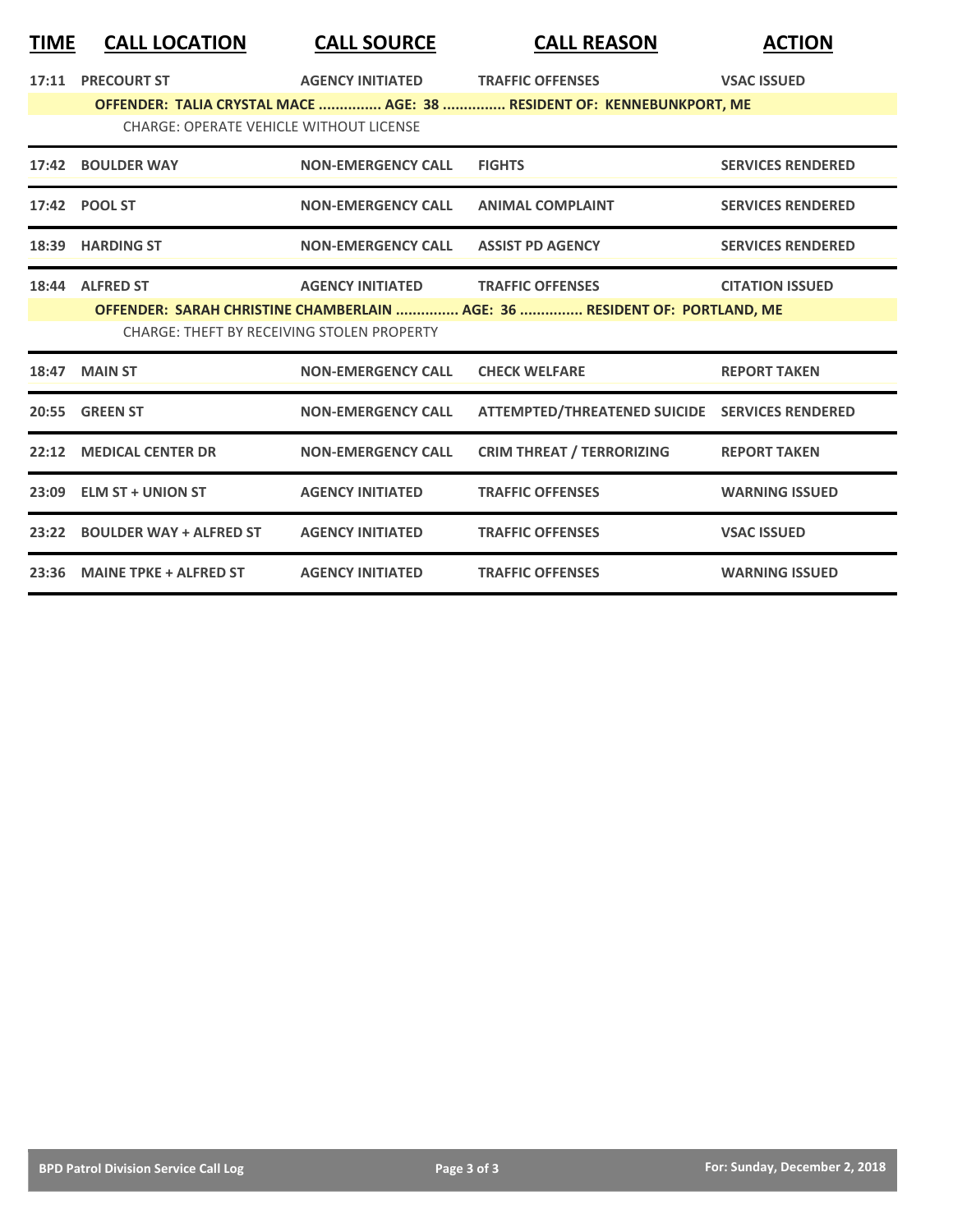| TIME | CALL LOCATION | CALL SOURCE | CALL REASON | ACTION |
|---|---|---|---|---|
| 17:11 | PRECOURT ST | AGENCY INITIATED | TRAFFIC OFFENSES | VSAC ISSUED |
| | OFFENDER: TALIA CRYSTAL MACE ............... AGE: 38 ............... RESIDENT OF: KENNEBUNKPORT, ME | | | |
| | CHARGE: OPERATE VEHICLE WITHOUT LICENSE | | | |
| 17:42 | BOULDER WAY | NON-EMERGENCY CALL | FIGHTS | SERVICES RENDERED |
| 17:42 | POOL ST | NON-EMERGENCY CALL | ANIMAL COMPLAINT | SERVICES RENDERED |
| 18:39 | HARDING ST | NON-EMERGENCY CALL | ASSIST PD AGENCY | SERVICES RENDERED |
| 18:44 | ALFRED ST | AGENCY INITIATED | TRAFFIC OFFENSES | CITATION ISSUED |
| | OFFENDER: SARAH CHRISTINE CHAMBERLAIN ............... AGE: 36 ............... RESIDENT OF: PORTLAND, ME | | | |
| | CHARGE: THEFT BY RECEIVING STOLEN PROPERTY | | | |
| 18:47 | MAIN ST | NON-EMERGENCY CALL | CHECK WELFARE | REPORT TAKEN |
| 20:55 | GREEN ST | NON-EMERGENCY CALL | ATTEMPTED/THREATENED SUICIDE | SERVICES RENDERED |
| 22:12 | MEDICAL CENTER DR | NON-EMERGENCY CALL | CRIM THREAT / TERRORIZING | REPORT TAKEN |
| 23:09 | ELM ST + UNION ST | AGENCY INITIATED | TRAFFIC OFFENSES | WARNING ISSUED |
| 23:22 | BOULDER WAY + ALFRED ST | AGENCY INITIATED | TRAFFIC OFFENSES | VSAC ISSUED |
| 23:36 | MAINE TPKE + ALFRED ST | AGENCY INITIATED | TRAFFIC OFFENSES | WARNING ISSUED |